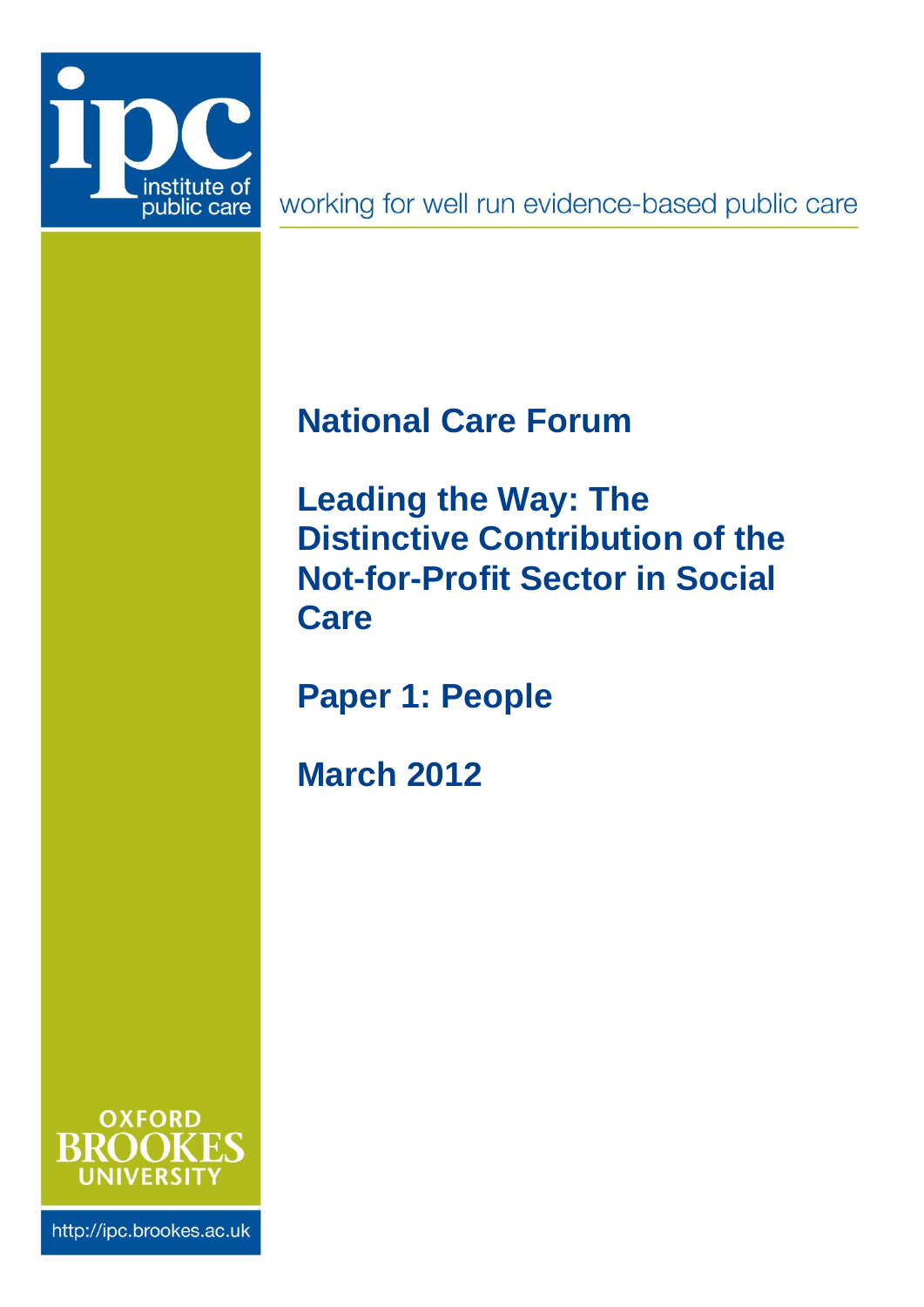ipc institute of public care

working for well run evidence-based public care

# National Care Forum

# Leading the Way: The Distinctive Contribution of the Not-for-Profit Sector in Social Care

## Paper 1: People

## March 2012

OXFORD BROOKES UNIVERSITY

http://ipc.brookes.ac.uk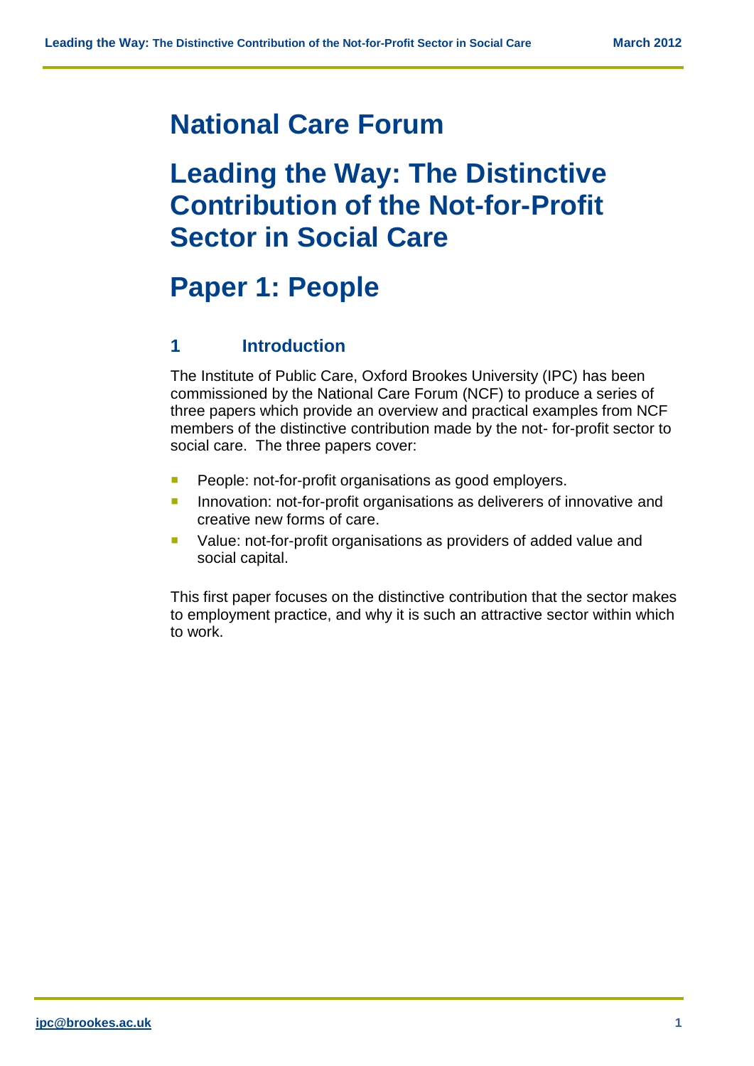# National Care Forum

# Leading the Way: The Distinctive Contribution of the Not-for-Profit Sector in Social Care

# Paper 1: People

## 1 Introduction

The Institute of Public Care, Oxford Brookes University (IPC) has been commissioned by the National Care Forum (NCF) to produce a series of three papers which provide an overview and practical examples from NCF members of the distinctive contribution made by the not- for-profit sector to social care. The three papers cover:

- People: not-for-profit organisations as good employers.
- Innovation: not-for-profit organisations as deliverers of innovative and creative new forms of care.
- Value: not-for-profit organisations as providers of added value and social capital.

This first paper focuses on the distinctive contribution that the sector makes to employment practice, and why it is such an attractive sector within which to work.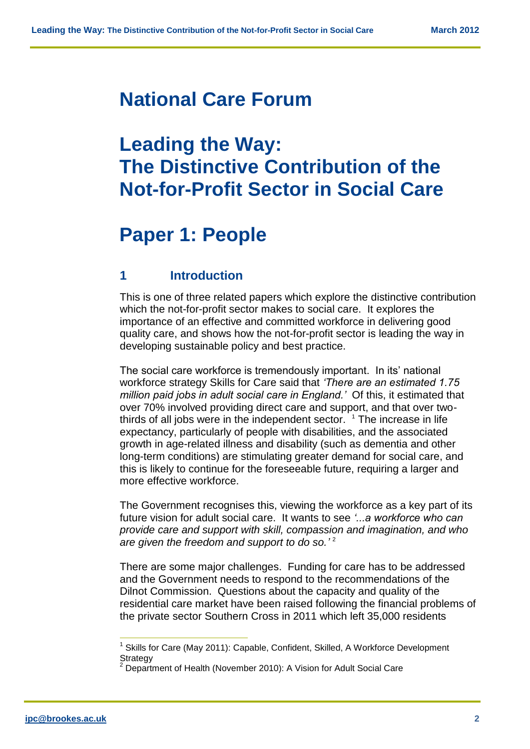# National Care Forum

# Leading the Way: The Distinctive Contribution of the Not-for-Profit Sector in Social Care

# Paper 1: People

## 1 Introduction

This is one of three related papers which explore the distinctive contribution which the not-for-profit sector makes to social care. It explores the importance of an effective and committed workforce in delivering good quality care, and shows how the not-for-profit sector is leading the way in developing sustainable policy and best practice.

The social care workforce is tremendously important. In its' national workforce strategy Skills for Care said that *'There are an estimated 1.75 million paid jobs in adult social care in England.'* Of this, it estimated that over 70% involved providing direct care and support, and that over two-thirds of all jobs were in the independent sector. [1] The increase in life expectancy, particularly of people with disabilities, and the associated growth in age-related illness and disability (such as dementia and other long-term conditions) are stimulating greater demand for social care, and this is likely to continue for the foreseeable future, requiring a larger and more effective workforce.

The Government recognises this, viewing the workforce as a key part of its future vision for adult social care. It wants to see *'...a workforce who can provide care and support with skill, compassion and imagination, and who are given the freedom and support to do so.'* [2]

There are some major challenges. Funding for care has to be addressed and the Government needs to respond to the recommendations of the Dilnot Commission. Questions about the capacity and quality of the residential care market have been raised following the financial problems of the private sector Southern Cross in 2011 which left 35,000 residents

---

[1] Skills for Care (May 2011): Capable, Confident, Skilled, A Workforce Development Strategy

[2] Department of Health (November 2010): A Vision for Adult Social Care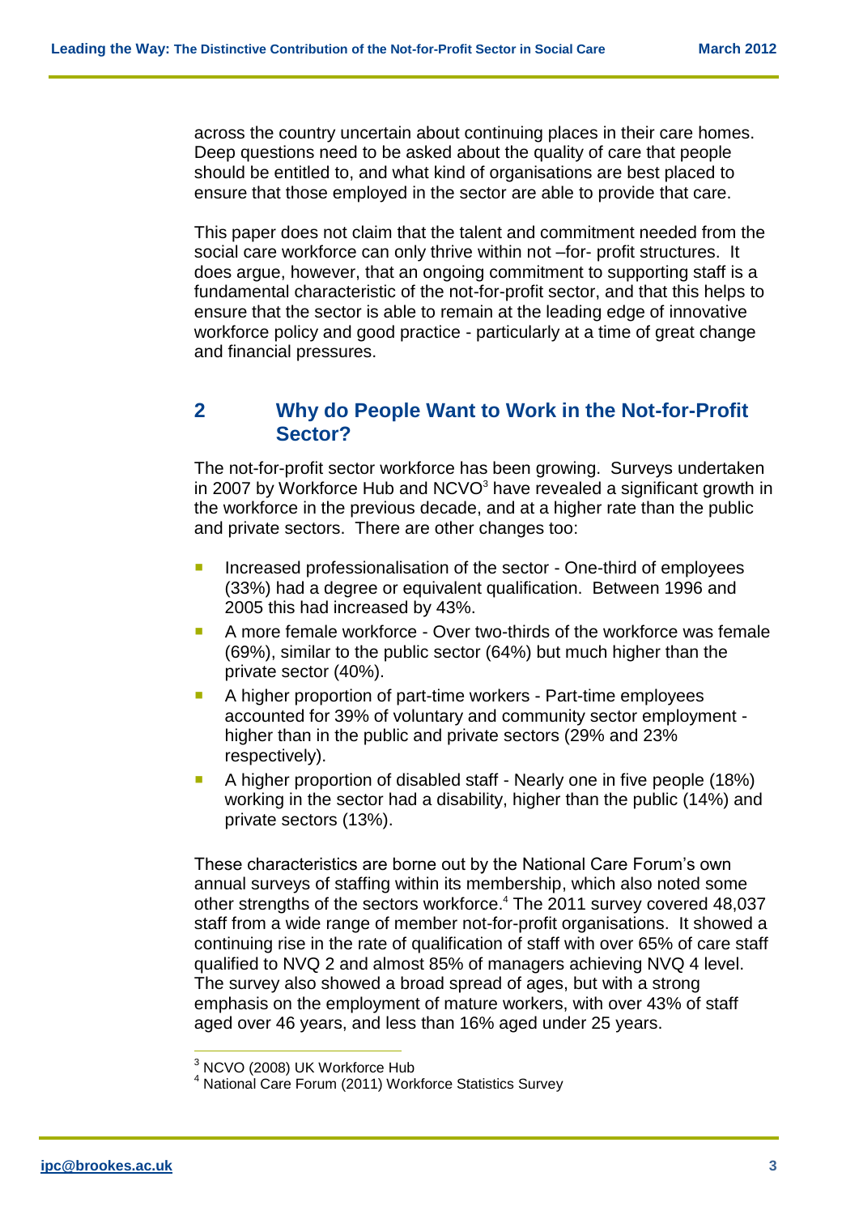across the country uncertain about continuing places in their care homes. Deep questions need to be asked about the quality of care that people should be entitled to, and what kind of organisations are best placed to ensure that those employed in the sector are able to provide that care.

This paper does not claim that the talent and commitment needed from the social care workforce can only thrive within not –for- profit structures. It does argue, however, that an ongoing commitment to supporting staff is a fundamental characteristic of the not-for-profit sector, and that this helps to ensure that the sector is able to remain at the leading edge of innovative workforce policy and good practice - particularly at a time of great change and financial pressures.

## 2 Why do People Want to Work in the Not-for-Profit Sector?

The not-for-profit sector workforce has been growing. Surveys undertaken in 2007 by Workforce Hub and NCVO[3] have revealed a significant growth in the workforce in the previous decade, and at a higher rate than the public and private sectors. There are other changes too:

- Increased professionalisation of the sector - One-third of employees (33%) had a degree or equivalent qualification. Between 1996 and 2005 this had increased by 43%.
- A more female workforce - Over two-thirds of the workforce was female (69%), similar to the public sector (64%) but much higher than the private sector (40%).
- A higher proportion of part-time workers - Part-time employees accounted for 39% of voluntary and community sector employment - higher than in the public and private sectors (29% and 23% respectively).
- A higher proportion of disabled staff - Nearly one in five people (18%) working in the sector had a disability, higher than the public (14%) and private sectors (13%).

These characteristics are borne out by the National Care Forum's own annual surveys of staffing within its membership, which also noted some other strengths of the sectors workforce.[4] The 2011 survey covered 48,037 staff from a wide range of member not-for-profit organisations. It showed a continuing rise in the rate of qualification of staff with over 65% of care staff qualified to NVQ 2 and almost 85% of managers achieving NVQ 4 level. The survey also showed a broad spread of ages, but with a strong emphasis on the employment of mature workers, with over 43% of staff aged over 46 years, and less than 16% aged under 25 years.

---

[3] NCVO (2008) UK Workforce Hub
[4] National Care Forum (2011) Workforce Statistics Survey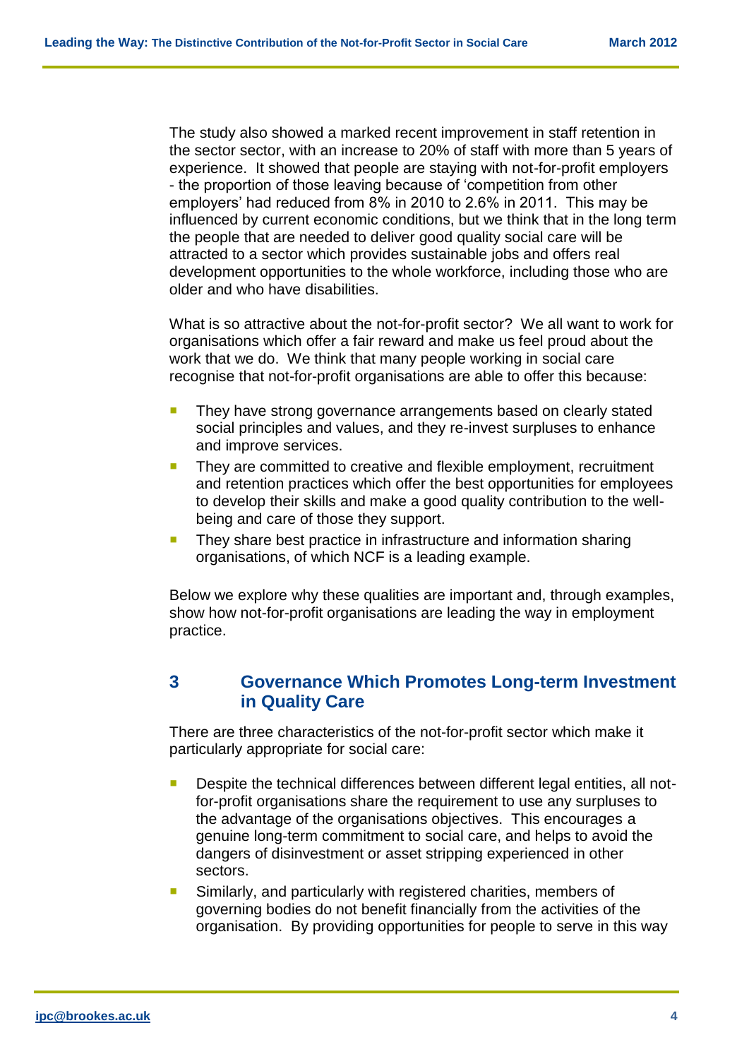The study also showed a marked recent improvement in staff retention in the sector sector, with an increase to 20% of staff with more than 5 years of experience. It showed that people are staying with not-for-profit employers - the proportion of those leaving because of 'competition from other employers' had reduced from 8% in 2010 to 2.6% in 2011. This may be influenced by current economic conditions, but we think that in the long term the people that are needed to deliver good quality social care will be attracted to a sector which provides sustainable jobs and offers real development opportunities to the whole workforce, including those who are older and who have disabilities.

What is so attractive about the not-for-profit sector? We all want to work for organisations which offer a fair reward and make us feel proud about the work that we do. We think that many people working in social care recognise that not-for-profit organisations are able to offer this because:

- They have strong governance arrangements based on clearly stated social principles and values, and they re-invest surpluses to enhance and improve services.
- They are committed to creative and flexible employment, recruitment and retention practices which offer the best opportunities for employees to develop their skills and make a good quality contribution to the well-being and care of those they support.
- They share best practice in infrastructure and information sharing organisations, of which NCF is a leading example.

Below we explore why these qualities are important and, through examples, show how not-for-profit organisations are leading the way in employment practice.

## 3 Governance Which Promotes Long-term Investment in Quality Care

There are three characteristics of the not-for-profit sector which make it particularly appropriate for social care:

- Despite the technical differences between different legal entities, all not-for-profit organisations share the requirement to use any surpluses to the advantage of the organisations objectives. This encourages a genuine long-term commitment to social care, and helps to avoid the dangers of disinvestment or asset stripping experienced in other sectors.
- Similarly, and particularly with registered charities, members of governing bodies do not benefit financially from the activities of the organisation. By providing opportunities for people to serve in this way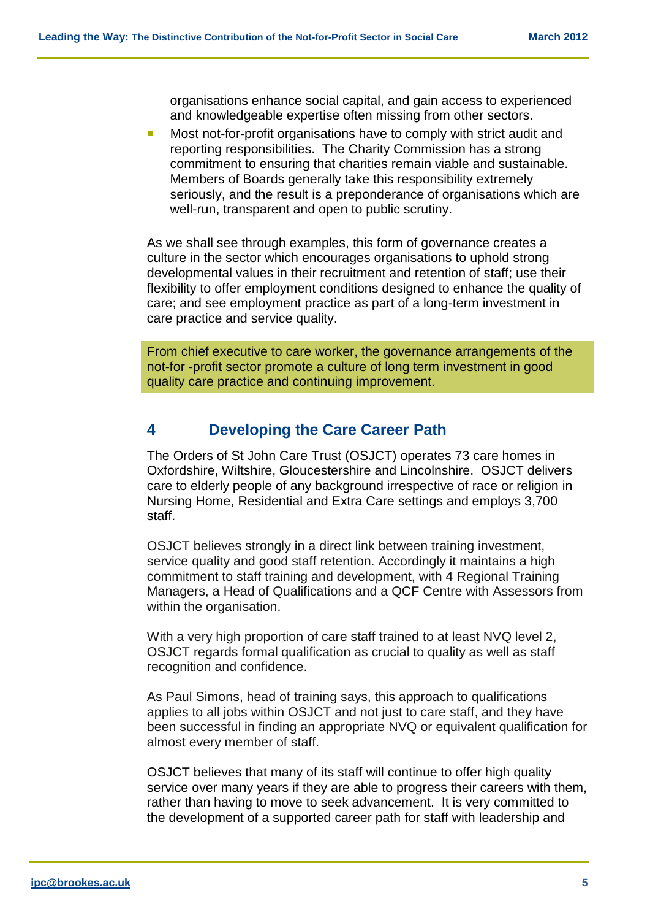organisations enhance social capital, and gain access to experienced and knowledgeable expertise often missing from other sectors.

- Most not-for-profit organisations have to comply with strict audit and reporting responsibilities. The Charity Commission has a strong commitment to ensuring that charities remain viable and sustainable. Members of Boards generally take this responsibility extremely seriously, and the result is a preponderance of organisations which are well-run, transparent and open to public scrutiny.

As we shall see through examples, this form of governance creates a culture in the sector which encourages organisations to uphold strong developmental values in their recruitment and retention of staff; use their flexibility to offer employment conditions designed to enhance the quality of care; and see employment practice as part of a long-term investment in care practice and service quality.

> From chief executive to care worker, the governance arrangements of the not-for -profit sector promote a culture of long term investment in good quality care practice and continuing improvement.

## 4 Developing the Care Career Path

The Orders of St John Care Trust (OSJCT) operates 73 care homes in Oxfordshire, Wiltshire, Gloucestershire and Lincolnshire. OSJCT delivers care to elderly people of any background irrespective of race or religion in Nursing Home, Residential and Extra Care settings and employs 3,700 staff.

OSJCT believes strongly in a direct link between training investment, service quality and good staff retention. Accordingly it maintains a high commitment to staff training and development, with 4 Regional Training Managers, a Head of Qualifications and a QCF Centre with Assessors from within the organisation.

With a very high proportion of care staff trained to at least NVQ level 2, OSJCT regards formal qualification as crucial to quality as well as staff recognition and confidence.

As Paul Simons, head of training says, this approach to qualifications applies to all jobs within OSJCT and not just to care staff, and they have been successful in finding an appropriate NVQ or equivalent qualification for almost every member of staff.

OSJCT believes that many of its staff will continue to offer high quality service over many years if they are able to progress their careers with them, rather than having to move to seek advancement. It is very committed to the development of a supported career path for staff with leadership and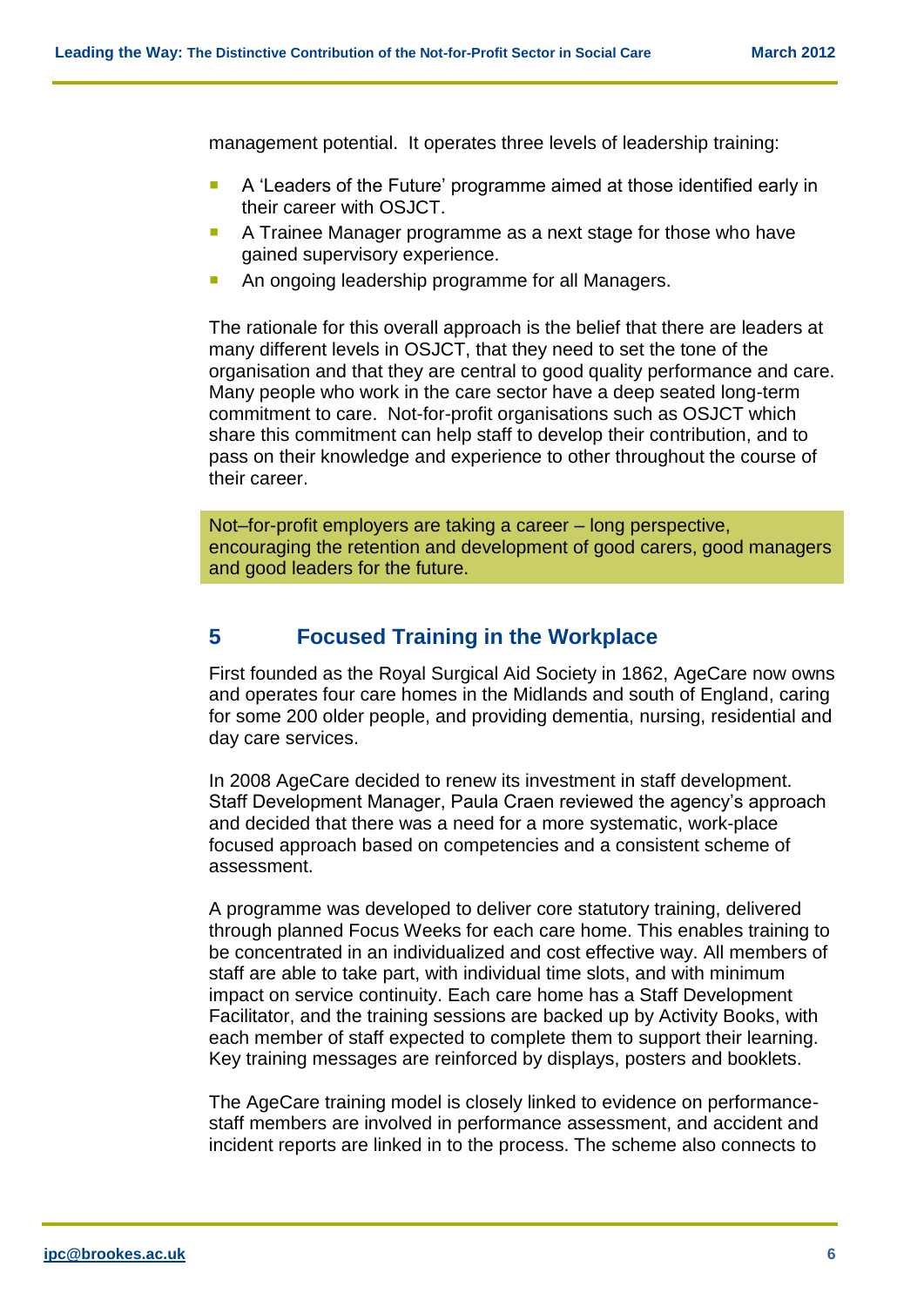management potential. It operates three levels of leadership training:

- A 'Leaders of the Future' programme aimed at those identified early in their career with OSJCT.
- A Trainee Manager programme as a next stage for those who have gained supervisory experience.
- An ongoing leadership programme for all Managers.

The rationale for this overall approach is the belief that there are leaders at many different levels in OSJCT, that they need to set the tone of the organisation and that they are central to good quality performance and care. Many people who work in the care sector have a deep seated long-term commitment to care. Not-for-profit organisations such as OSJCT which share this commitment can help staff to develop their contribution, and to pass on their knowledge and experience to other throughout the course of their career.

Not–for-profit employers are taking a career – long perspective, encouraging the retention and development of good carers, good managers and good leaders for the future.

## 5 Focused Training in the Workplace

First founded as the Royal Surgical Aid Society in 1862, AgeCare now owns and operates four care homes in the Midlands and south of England, caring for some 200 older people, and providing dementia, nursing, residential and day care services.

In 2008 AgeCare decided to renew its investment in staff development. Staff Development Manager, Paula Craen reviewed the agency's approach and decided that there was a need for a more systematic, work-place focused approach based on competencies and a consistent scheme of assessment.

A programme was developed to deliver core statutory training, delivered through planned Focus Weeks for each care home. This enables training to be concentrated in an individualized and cost effective way. All members of staff are able to take part, with individual time slots, and with minimum impact on service continuity. Each care home has a Staff Development Facilitator, and the training sessions are backed up by Activity Books, with each member of staff expected to complete them to support their learning. Key training messages are reinforced by displays, posters and booklets.

The AgeCare training model is closely linked to evidence on performance-staff members are involved in performance assessment, and accident and incident reports are linked in to the process. The scheme also connects to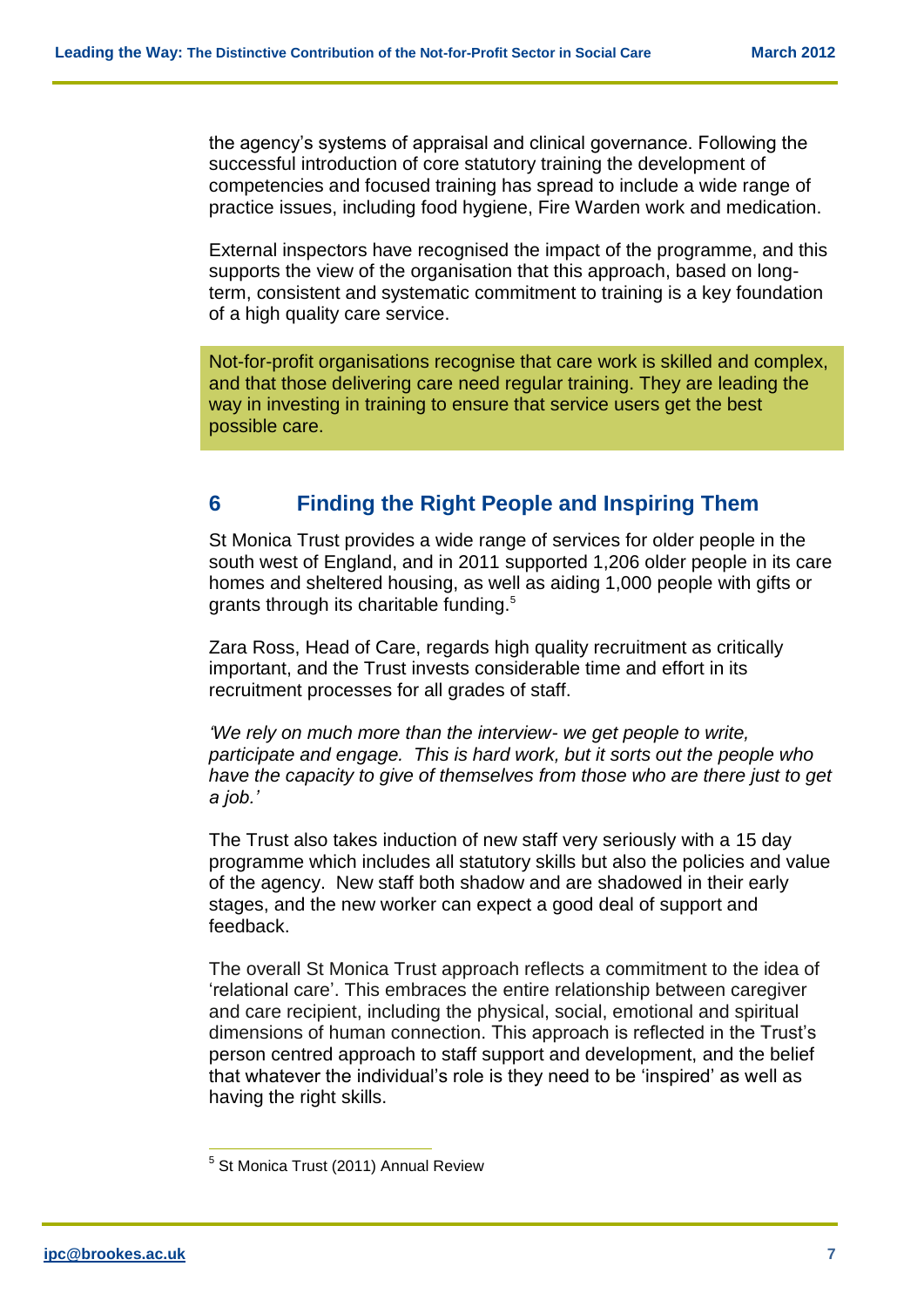the agency's systems of appraisal and clinical governance. Following the successful introduction of core statutory training the development of competencies and focused training has spread to include a wide range of practice issues, including food hygiene, Fire Warden work and medication.

External inspectors have recognised the impact of the programme, and this supports the view of the organisation that this approach, based on long-term, consistent and systematic commitment to training is a key foundation of a high quality care service.

Not-for-profit organisations recognise that care work is skilled and complex, and that those delivering care need regular training. They are leading the way in investing in training to ensure that service users get the best possible care.

## 6 Finding the Right People and Inspiring Them

St Monica Trust provides a wide range of services for older people in the south west of England, and in 2011 supported 1,206 older people in its care homes and sheltered housing, as well as aiding 1,000 people with gifts or grants through its charitable funding.[5]

Zara Ross, Head of Care, regards high quality recruitment as critically important, and the Trust invests considerable time and effort in its recruitment processes for all grades of staff.

*'We rely on much more than the interview- we get people to write, participate and engage. This is hard work, but it sorts out the people who have the capacity to give of themselves from those who are there just to get a job.'*

The Trust also takes induction of new staff very seriously with a 15 day programme which includes all statutory skills but also the policies and value of the agency. New staff both shadow and are shadowed in their early stages, and the new worker can expect a good deal of support and feedback.

The overall St Monica Trust approach reflects a commitment to the idea of 'relational care'. This embraces the entire relationship between caregiver and care recipient, including the physical, social, emotional and spiritual dimensions of human connection. This approach is reflected in the Trust's person centred approach to staff support and development, and the belief that whatever the individual's role is they need to be 'inspired' as well as having the right skills.

[5] St Monica Trust (2011) Annual Review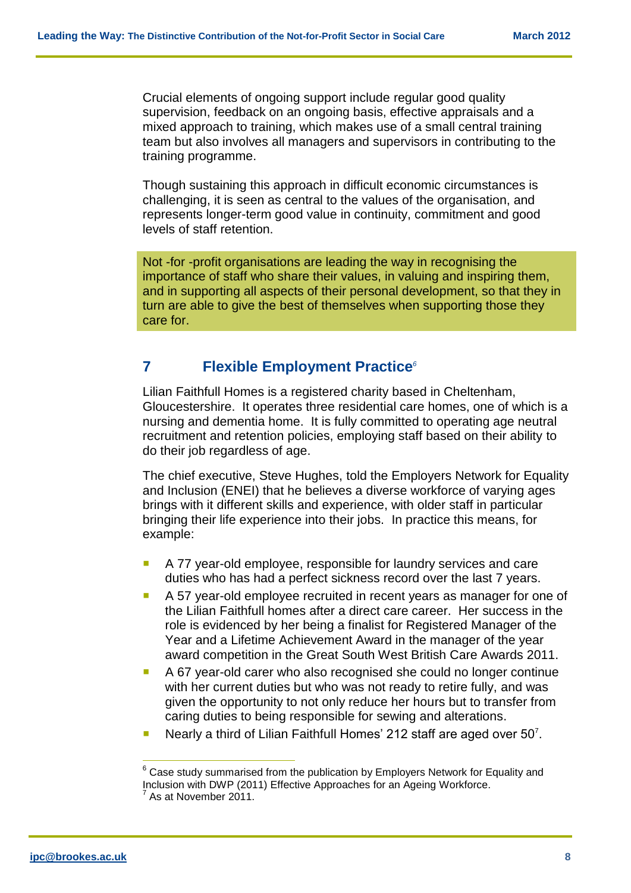Crucial elements of ongoing support include regular good quality supervision, feedback on an ongoing basis, effective appraisals and a mixed approach to training, which makes use of a small central training team but also involves all managers and supervisors in contributing to the training programme.

Though sustaining this approach in difficult economic circumstances is challenging, it is seen as central to the values of the organisation, and represents longer-term good value in continuity, commitment and good levels of staff retention.

Not -for -profit organisations are leading the way in recognising the importance of staff who share their values, in valuing and inspiring them, and in supporting all aspects of their personal development, so that they in turn are able to give the best of themselves when supporting those they care for.

## 7 Flexible Employment Practice[6]

Lilian Faithfull Homes is a registered charity based in Cheltenham, Gloucestershire. It operates three residential care homes, one of which is a nursing and dementia home. It is fully committed to operating age neutral recruitment and retention policies, employing staff based on their ability to do their job regardless of age.

The chief executive, Steve Hughes, told the Employers Network for Equality and Inclusion (ENEI) that he believes a diverse workforce of varying ages brings with it different skills and experience, with older staff in particular bringing their life experience into their jobs. In practice this means, for example:

- A 77 year-old employee, responsible for laundry services and care duties who has had a perfect sickness record over the last 7 years.
- A 57 year-old employee recruited in recent years as manager for one of the Lilian Faithfull homes after a direct care career. Her success in the role is evidenced by her being a finalist for Registered Manager of the Year and a Lifetime Achievement Award in the manager of the year award competition in the Great South West British Care Awards 2011.
- A 67 year-old carer who also recognised she could no longer continue with her current duties but who was not ready to retire fully, and was given the opportunity to not only reduce her hours but to transfer from caring duties to being responsible for sewing and alterations.
- Nearly a third of Lilian Faithfull Homes' 212 staff are aged over 50[7].

---

[6] Case study summarised from the publication by Employers Network for Equality and Inclusion with DWP (2011) Effective Approaches for an Ageing Workforce.

[7] As at November 2011.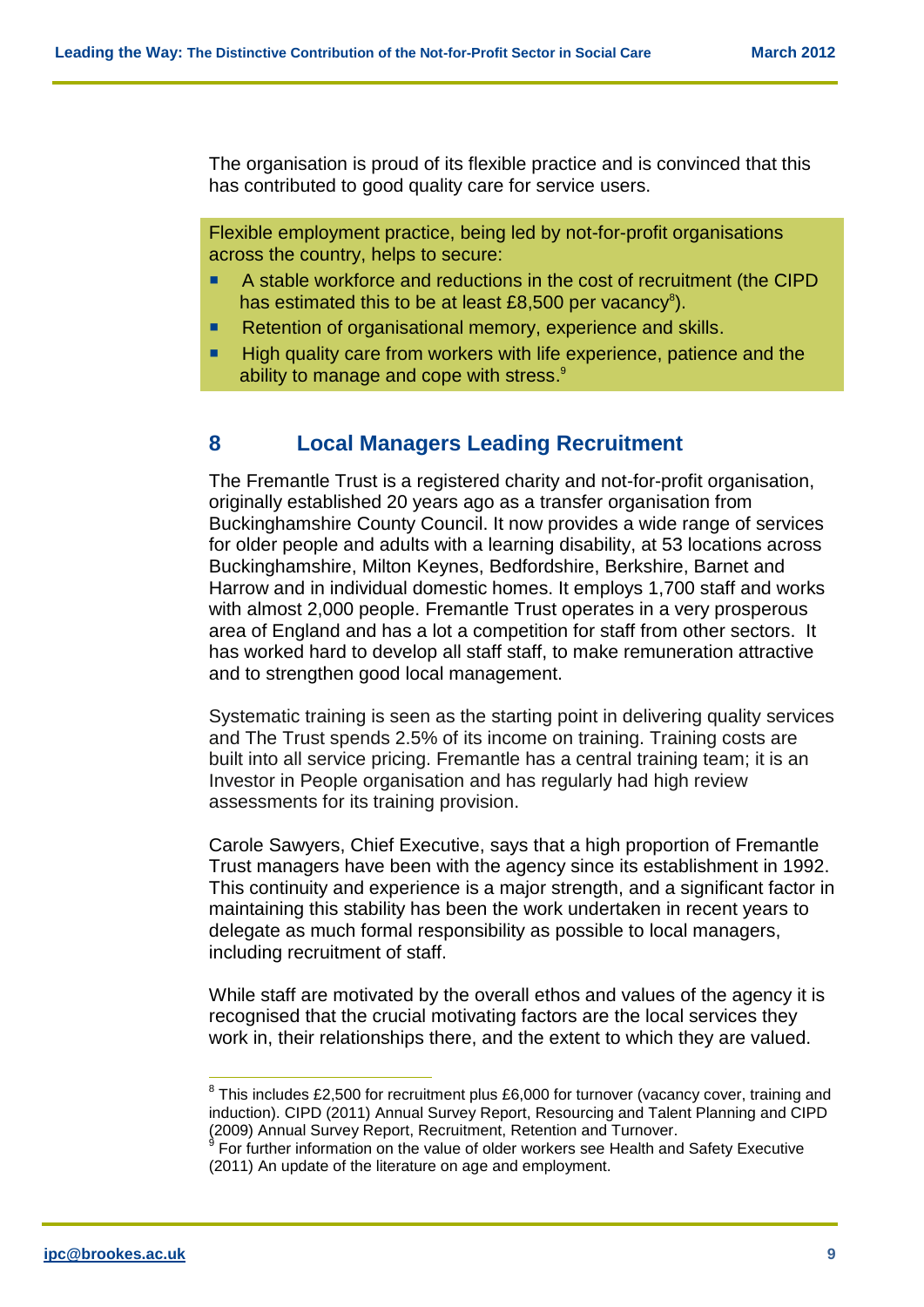The organisation is proud of its flexible practice and is convinced that this has contributed to good quality care for service users.

Flexible employment practice, being led by not-for-profit organisations across the country, helps to secure:

- A stable workforce and reductions in the cost of recruitment (the CIPD has estimated this to be at least £8,500 per vacancy[8]).
- Retention of organisational memory, experience and skills.
- High quality care from workers with life experience, patience and the ability to manage and cope with stress.[9]

## 8 Local Managers Leading Recruitment

The Fremantle Trust is a registered charity and not-for-profit organisation, originally established 20 years ago as a transfer organisation from Buckinghamshire County Council. It now provides a wide range of services for older people and adults with a learning disability, at 53 locations across Buckinghamshire, Milton Keynes, Bedfordshire, Berkshire, Barnet and Harrow and in individual domestic homes. It employs 1,700 staff and works with almost 2,000 people. Fremantle Trust operates in a very prosperous area of England and has a lot a competition for staff from other sectors. It has worked hard to develop all staff staff, to make remuneration attractive and to strengthen good local management.

Systematic training is seen as the starting point in delivering quality services and The Trust spends 2.5% of its income on training. Training costs are built into all service pricing. Fremantle has a central training team; it is an Investor in People organisation and has regularly had high review assessments for its training provision.

Carole Sawyers, Chief Executive, says that a high proportion of Fremantle Trust managers have been with the agency since its establishment in 1992. This continuity and experience is a major strength, and a significant factor in maintaining this stability has been the work undertaken in recent years to delegate as much formal responsibility as possible to local managers, including recruitment of staff.

While staff are motivated by the overall ethos and values of the agency it is recognised that the crucial motivating factors are the local services they work in, their relationships there, and the extent to which they are valued.

---

[8] This includes £2,500 for recruitment plus £6,000 for turnover (vacancy cover, training and induction). CIPD (2011) Annual Survey Report, Resourcing and Talent Planning and CIPD (2009) Annual Survey Report, Recruitment, Retention and Turnover.

[9] For further information on the value of older workers see Health and Safety Executive (2011) An update of the literature on age and employment.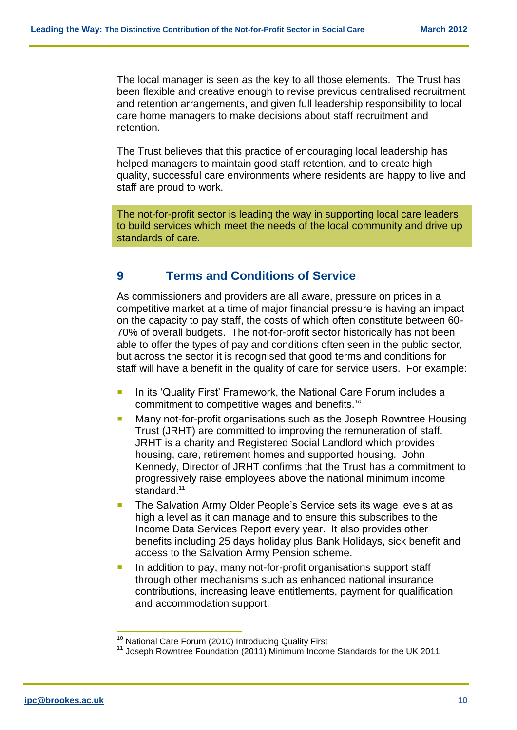The local manager is seen as the key to all those elements. The Trust has been flexible and creative enough to revise previous centralised recruitment and retention arrangements, and given full leadership responsibility to local care home managers to make decisions about staff recruitment and retention.

The Trust believes that this practice of encouraging local leadership has helped managers to maintain good staff retention, and to create high quality, successful care environments where residents are happy to live and staff are proud to work.

The not-for-profit sector is leading the way in supporting local care leaders to build services which meet the needs of the local community and drive up standards of care.

## 9 Terms and Conditions of Service

As commissioners and providers are all aware, pressure on prices in a competitive market at a time of major financial pressure is having an impact on the capacity to pay staff, the costs of which often constitute between 60-70% of overall budgets. The not-for-profit sector historically has not been able to offer the types of pay and conditions often seen in the public sector, but across the sector it is recognised that good terms and conditions for staff will have a benefit in the quality of care for service users. For example:

- In its 'Quality First' Framework, the National Care Forum includes a commitment to competitive wages and benefits.[10]
- Many not-for-profit organisations such as the Joseph Rowntree Housing Trust (JRHT) are committed to improving the remuneration of staff. JRHT is a charity and Registered Social Landlord which provides housing, care, retirement homes and supported housing. John Kennedy, Director of JRHT confirms that the Trust has a commitment to progressively raise employees above the national minimum income standard.[11]
- The Salvation Army Older People's Service sets its wage levels at as high a level as it can manage and to ensure this subscribes to the Income Data Services Report every year. It also provides other benefits including 25 days holiday plus Bank Holidays, sick benefit and access to the Salvation Army Pension scheme.
- In addition to pay, many not-for-profit organisations support staff through other mechanisms such as enhanced national insurance contributions, increasing leave entitlements, payment for qualification and accommodation support.

[10] National Care Forum (2010) Introducing Quality First
[11] Joseph Rowntree Foundation (2011) Minimum Income Standards for the UK 2011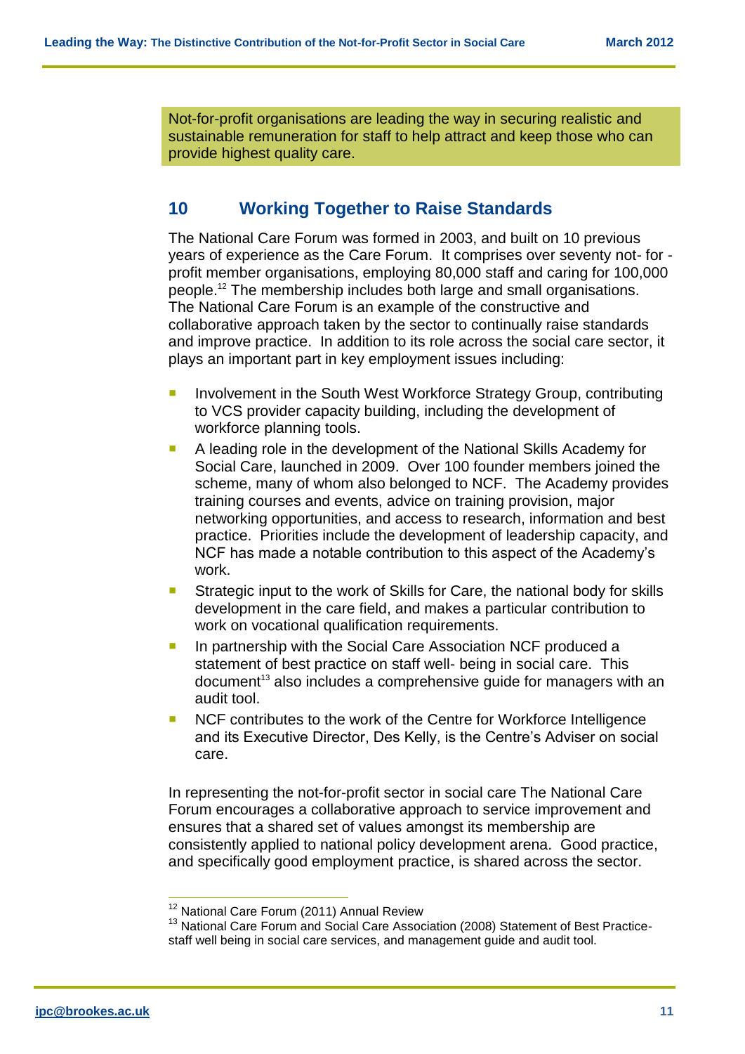Not-for-profit organisations are leading the way in securing realistic and sustainable remuneration for staff to help attract and keep those who can provide highest quality care.

## 10 Working Together to Raise Standards

The National Care Forum was formed in 2003, and built on 10 previous years of experience as the Care Forum. It comprises over seventy not- for - profit member organisations, employing 80,000 staff and caring for 100,000 people.[12] The membership includes both large and small organisations. The National Care Forum is an example of the constructive and collaborative approach taken by the sector to continually raise standards and improve practice. In addition to its role across the social care sector, it plays an important part in key employment issues including:

- Involvement in the South West Workforce Strategy Group, contributing to VCS provider capacity building, including the development of workforce planning tools.
- A leading role in the development of the National Skills Academy for Social Care, launched in 2009. Over 100 founder members joined the scheme, many of whom also belonged to NCF. The Academy provides training courses and events, advice on training provision, major networking opportunities, and access to research, information and best practice. Priorities include the development of leadership capacity, and NCF has made a notable contribution to this aspect of the Academy's work.
- Strategic input to the work of Skills for Care, the national body for skills development in the care field, and makes a particular contribution to work on vocational qualification requirements.
- In partnership with the Social Care Association NCF produced a statement of best practice on staff well- being in social care. This document[13] also includes a comprehensive guide for managers with an audit tool.
- NCF contributes to the work of the Centre for Workforce Intelligence and its Executive Director, Des Kelly, is the Centre's Adviser on social care.

In representing the not-for-profit sector in social care The National Care Forum encourages a collaborative approach to service improvement and ensures that a shared set of values amongst its membership are consistently applied to national policy development arena. Good practice, and specifically good employment practice, is shared across the sector.

---

[12] National Care Forum (2011) Annual Review

[13] National Care Forum and Social Care Association (2008) Statement of Best Practice- staff well being in social care services, and management guide and audit tool.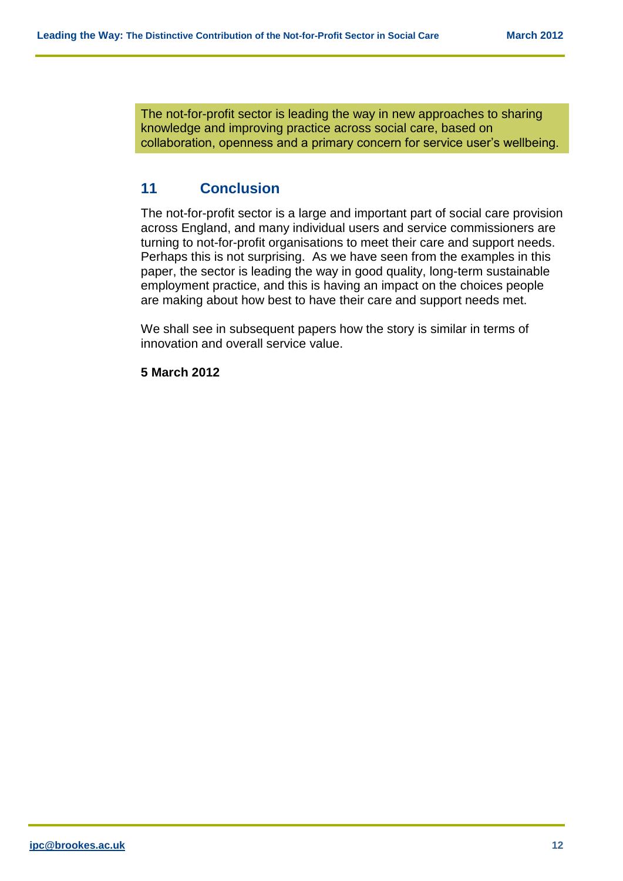The not-for-profit sector is leading the way in new approaches to sharing knowledge and improving practice across social care, based on collaboration, openness and a primary concern for service user's wellbeing.

## 11 Conclusion

The not-for-profit sector is a large and important part of social care provision across England, and many individual users and service commissioners are turning to not-for-profit organisations to meet their care and support needs. Perhaps this is not surprising. As we have seen from the examples in this paper, the sector is leading the way in good quality, long-term sustainable employment practice, and this is having an impact on the choices people are making about how best to have their care and support needs met.

We shall see in subsequent papers how the story is similar in terms of innovation and overall service value.

**5 March 2012**